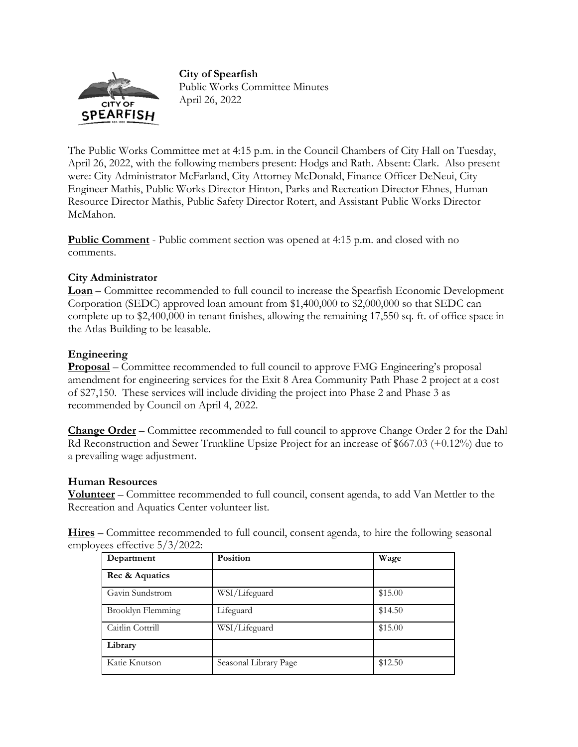**City of Spearfish**
Public Works Committee Minutes
April 26, 2022

The Public Works Committee met at 4:15 p.m. in the Council Chambers of City Hall on Tuesday, April 26, 2022, with the following members present: Hodgs and Rath. Absent: Clark. Also present were: City Administrator McFarland, City Attorney McDonald, Finance Officer DeNeui, City Engineer Mathis, Public Works Director Hinton, Parks and Recreation Director Ehnes, Human Resource Director Mathis, Public Safety Director Rotert, and Assistant Public Works Director McMahon.

**Public Comment** - Public comment section was opened at 4:15 p.m. and closed with no comments.

### City Administrator

**Loan** – Committee recommended to full council to increase the Spearfish Economic Development Corporation (SEDC) approved loan amount from $1,400,000 to $2,000,000 so that SEDC can complete up to $2,400,000 in tenant finishes, allowing the remaining 17,550 sq. ft. of office space in the Atlas Building to be leasable.

### Engineering

**Proposal** – Committee recommended to full council to approve FMG Engineering's proposal amendment for engineering services for the Exit 8 Area Community Path Phase 2 project at a cost of $27,150. These services will include dividing the project into Phase 2 and Phase 3 as recommended by Council on April 4, 2022.

**Change Order** – Committee recommended to full council to approve Change Order 2 for the Dahl Rd Reconstruction and Sewer Trunkline Upsize Project for an increase of $667.03 (+0.12%) due to a prevailing wage adjustment.

### Human Resources

**Volunteer** – Committee recommended to full council, consent agenda, to add Van Mettler to the Recreation and Aquatics Center volunteer list.

**Hires** – Committee recommended to full council, consent agenda, to hire the following seasonal employees effective 5/3/2022:

| Department | Position | Wage |
|---|---|---|
| **Rec & Aquatics** | | |
| Gavin Sundstrom | WSI/Lifeguard | $15.00 |
| Brooklyn Flemming | Lifeguard | $14.50 |
| Caitlin Cottrill | WSI/Lifeguard | $15.00 |
| **Library** | | |
| Katie Knutson | Seasonal Library Page | $12.50 |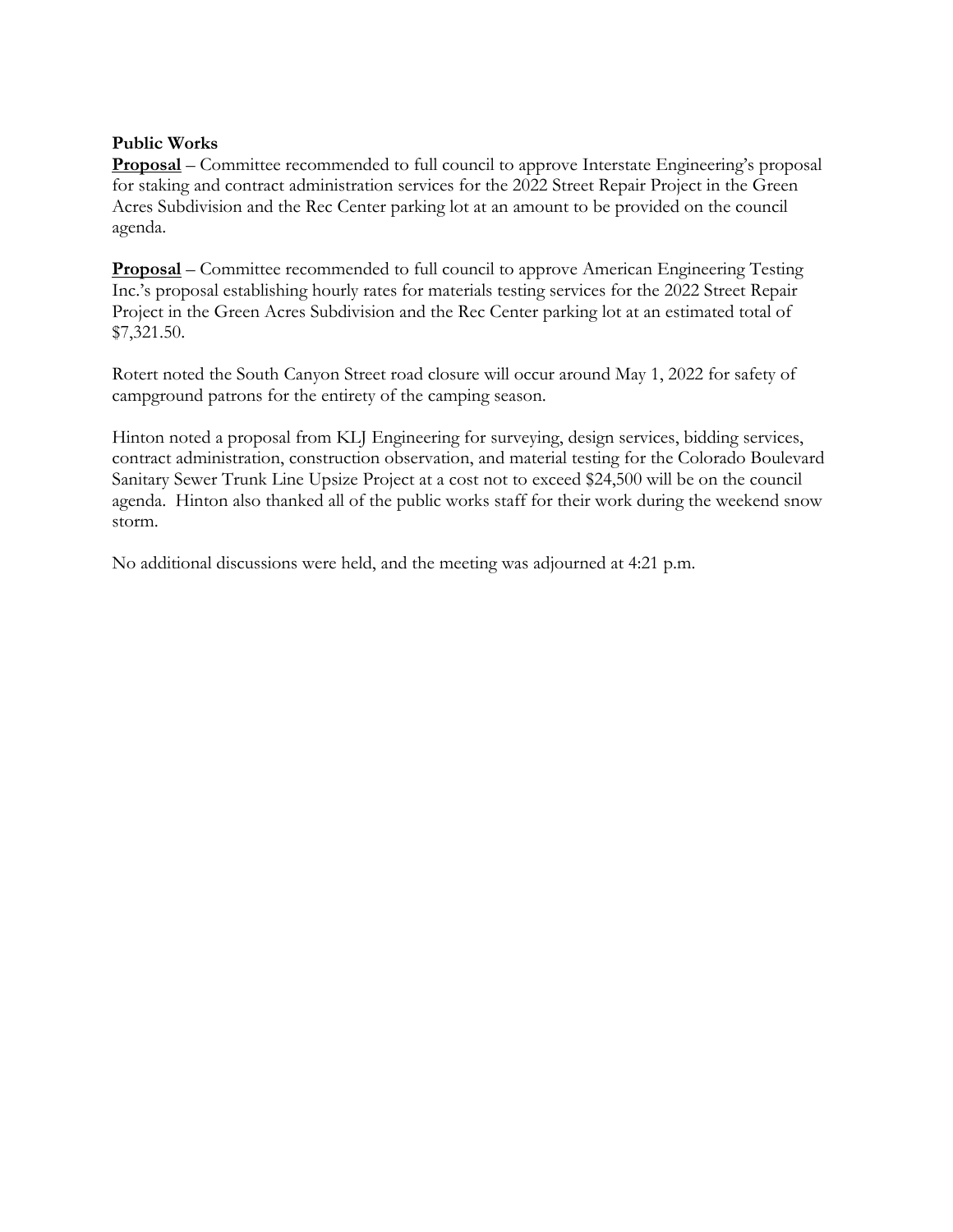**Public Works**

**Proposal** – Committee recommended to full council to approve Interstate Engineering's proposal for staking and contract administration services for the 2022 Street Repair Project in the Green Acres Subdivision and the Rec Center parking lot at an amount to be provided on the council agenda.

**Proposal** – Committee recommended to full council to approve American Engineering Testing Inc.'s proposal establishing hourly rates for materials testing services for the 2022 Street Repair Project in the Green Acres Subdivision and the Rec Center parking lot at an estimated total of $7,321.50.

Rotert noted the South Canyon Street road closure will occur around May 1, 2022 for safety of campground patrons for the entirety of the camping season.

Hinton noted a proposal from KLJ Engineering for surveying, design services, bidding services, contract administration, construction observation, and material testing for the Colorado Boulevard Sanitary Sewer Trunk Line Upsize Project at a cost not to exceed $24,500 will be on the council agenda. Hinton also thanked all of the public works staff for their work during the weekend snow storm.

No additional discussions were held, and the meeting was adjourned at 4:21 p.m.